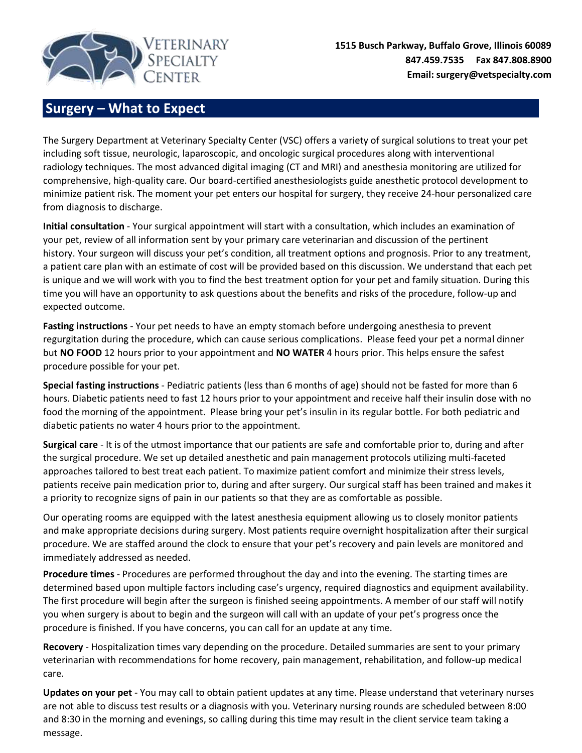# Veterinary Specialty Center

**1515 Busch Parkway, Buffalo Grove, Illinois 60089**
**847.459.7535 Fax 847.808.8900**
**Email: surgery@vetspecialty.com**

## Surgery – What to Expect

The Surgery Department at Veterinary Specialty Center (VSC) offers a variety of surgical solutions to treat your pet including soft tissue, neurologic, laparoscopic, and oncologic surgical procedures along with interventional radiology techniques. The most advanced digital imaging (CT and MRI) and anesthesia monitoring are utilized for comprehensive, high-quality care. Our board-certified anesthesiologists guide anesthetic protocol development to minimize patient risk. The moment your pet enters our hospital for surgery, they receive 24-hour personalized care from diagnosis to discharge.

**Initial consultation** - Your surgical appointment will start with a consultation, which includes an examination of your pet, review of all information sent by your primary care veterinarian and discussion of the pertinent history. Your surgeon will discuss your pet's condition, all treatment options and prognosis. Prior to any treatment, a patient care plan with an estimate of cost will be provided based on this discussion. We understand that each pet is unique and we will work with you to find the best treatment option for your pet and family situation. During this time you will have an opportunity to ask questions about the benefits and risks of the procedure, follow-up and expected outcome.

**Fasting instructions** - Your pet needs to have an empty stomach before undergoing anesthesia to prevent regurgitation during the procedure, which can cause serious complications. Please feed your pet a normal dinner but **NO FOOD** 12 hours prior to your appointment and **NO WATER** 4 hours prior. This helps ensure the safest procedure possible for your pet.

**Special fasting instructions** - Pediatric patients (less than 6 months of age) should not be fasted for more than 6 hours. Diabetic patients need to fast 12 hours prior to your appointment and receive half their insulin dose with no food the morning of the appointment. Please bring your pet's insulin in its regular bottle. For both pediatric and diabetic patients no water 4 hours prior to the appointment.

**Surgical care** - It is of the utmost importance that our patients are safe and comfortable prior to, during and after the surgical procedure. We set up detailed anesthetic and pain management protocols utilizing multi-faceted approaches tailored to best treat each patient. To maximize patient comfort and minimize their stress levels, patients receive pain medication prior to, during and after surgery. Our surgical staff has been trained and makes it a priority to recognize signs of pain in our patients so that they are as comfortable as possible.

Our operating rooms are equipped with the latest anesthesia equipment allowing us to closely monitor patients and make appropriate decisions during surgery. Most patients require overnight hospitalization after their surgical procedure. We are staffed around the clock to ensure that your pet's recovery and pain levels are monitored and immediately addressed as needed.

**Procedure times** - Procedures are performed throughout the day and into the evening. The starting times are determined based upon multiple factors including case's urgency, required diagnostics and equipment availability. The first procedure will begin after the surgeon is finished seeing appointments. A member of our staff will notify you when surgery is about to begin and the surgeon will call with an update of your pet's progress once the procedure is finished. If you have concerns, you can call for an update at any time.

**Recovery** - Hospitalization times vary depending on the procedure. Detailed summaries are sent to your primary veterinarian with recommendations for home recovery, pain management, rehabilitation, and follow-up medical care.

**Updates on your pet** - You may call to obtain patient updates at any time. Please understand that veterinary nurses are not able to discuss test results or a diagnosis with you. Veterinary nursing rounds are scheduled between 8:00 and 8:30 in the morning and evenings, so calling during this time may result in the client service team taking a message.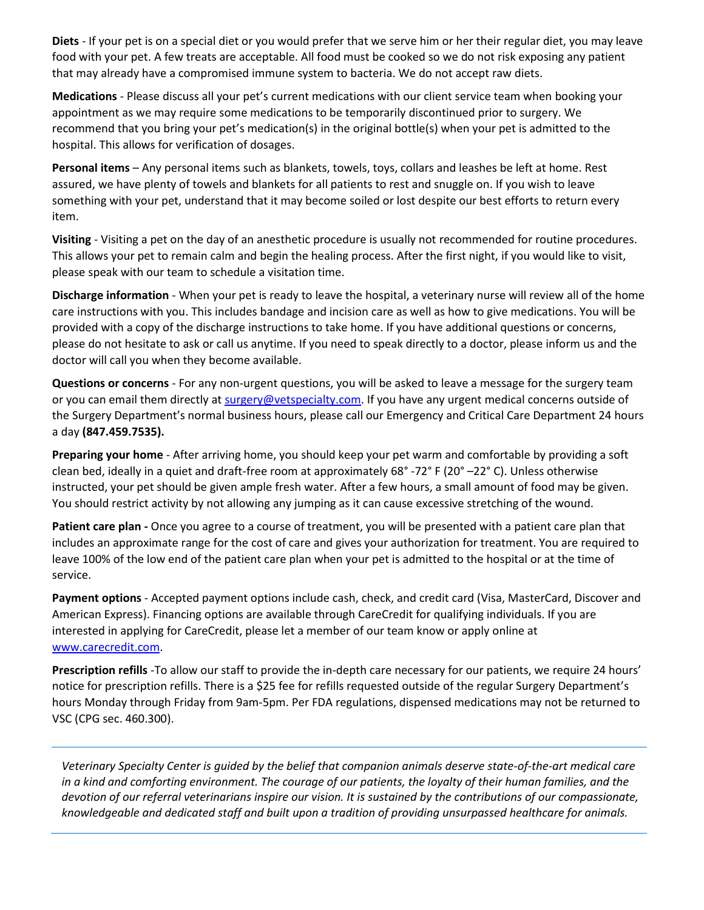**Diets** - If your pet is on a special diet or you would prefer that we serve him or her their regular diet, you may leave food with your pet. A few treats are acceptable. All food must be cooked so we do not risk exposing any patient that may already have a compromised immune system to bacteria. We do not accept raw diets.

**Medications** - Please discuss all your pet's current medications with our client service team when booking your appointment as we may require some medications to be temporarily discontinued prior to surgery. We recommend that you bring your pet's medication(s) in the original bottle(s) when your pet is admitted to the hospital. This allows for verification of dosages.

**Personal items** – Any personal items such as blankets, towels, toys, collars and leashes be left at home. Rest assured, we have plenty of towels and blankets for all patients to rest and snuggle on. If you wish to leave something with your pet, understand that it may become soiled or lost despite our best efforts to return every item.

**Visiting** - Visiting a pet on the day of an anesthetic procedure is usually not recommended for routine procedures. This allows your pet to remain calm and begin the healing process. After the first night, if you would like to visit, please speak with our team to schedule a visitation time.

**Discharge information** - When your pet is ready to leave the hospital, a veterinary nurse will review all of the home care instructions with you. This includes bandage and incision care as well as how to give medications. You will be provided with a copy of the discharge instructions to take home. If you have additional questions or concerns, please do not hesitate to ask or call us anytime. If you need to speak directly to a doctor, please inform us and the doctor will call you when they become available.

**Questions or concerns** - For any non-urgent questions, you will be asked to leave a message for the surgery team or you can email them directly at [surgery@vetspecialty.com](mailto:surgery@vetspecialty.com). If you have any urgent medical concerns outside of the Surgery Department's normal business hours, please call our Emergency and Critical Care Department 24 hours a day **(847.459.7535).**

**Preparing your home** - After arriving home, you should keep your pet warm and comfortable by providing a soft clean bed, ideally in a quiet and draft-free room at approximately 68° -72° F (20° –22° C). Unless otherwise instructed, your pet should be given ample fresh water. After a few hours, a small amount of food may be given. You should restrict activity by not allowing any jumping as it can cause excessive stretching of the wound.

**Patient care plan -** Once you agree to a course of treatment, you will be presented with a patient care plan that includes an approximate range for the cost of care and gives your authorization for treatment. You are required to leave 100% of the low end of the patient care plan when your pet is admitted to the hospital or at the time of service.

**Payment options** - Accepted payment options include cash, check, and credit card (Visa, MasterCard, Discover and American Express). Financing options are available through CareCredit for qualifying individuals. If you are interested in applying for CareCredit, please let a member of our team know or apply online at [www.carecredit.com](http://www.carecredit.com).

**Prescription refills** -To allow our staff to provide the in-depth care necessary for our patients, we require 24 hours' notice for prescription refills. There is a $25 fee for refills requested outside of the regular Surgery Department's hours Monday through Friday from 9am-5pm. Per FDA regulations, dispensed medications may not be returned to VSC (CPG sec. 460.300).

---

*Veterinary Specialty Center is guided by the belief that companion animals deserve state-of-the-art medical care in a kind and comforting environment. The courage of our patients, the loyalty of their human families, and the devotion of our referral veterinarians inspire our vision. It is sustained by the contributions of our compassionate, knowledgeable and dedicated staff and built upon a tradition of providing unsurpassed healthcare for animals.*

---